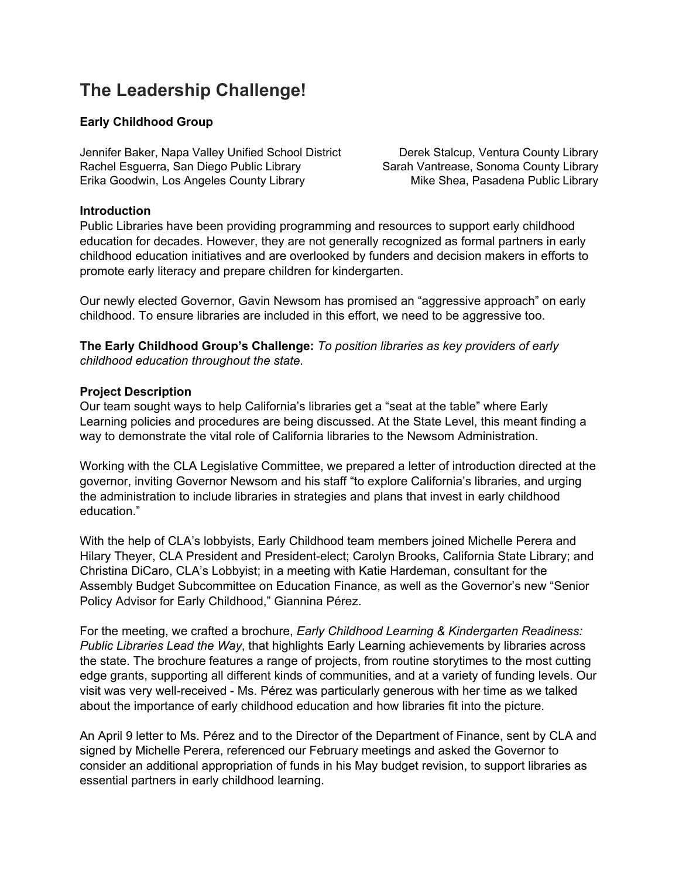# The Leadership Challenge!

**Early Childhood Group**

Jennifer Baker, Napa Valley Unified School District
Rachel Esguerra, San Diego Public Library
Erika Goodwin, Los Angeles County Library
Derek Stalcup, Ventura County Library
Sarah Vantrease, Sonoma County Library
Mike Shea, Pasadena Public Library

**Introduction**

Public Libraries have been providing programming and resources to support early childhood education for decades. However, they are not generally recognized as formal partners in early childhood education initiatives and are overlooked by funders and decision makers in efforts to promote early literacy and prepare children for kindergarten.

Our newly elected Governor, Gavin Newsom has promised an "aggressive approach" on early childhood. To ensure libraries are included in this effort, we need to be aggressive too.

**The Early Childhood Group's Challenge:** *To position libraries as key providers of early childhood education throughout the state.*

**Project Description**

Our team sought ways to help California's libraries get a "seat at the table" where Early Learning policies and procedures are being discussed. At the State Level, this meant finding a way to demonstrate the vital role of California libraries to the Newsom Administration.

Working with the CLA Legislative Committee, we prepared a letter of introduction directed at the governor, inviting Governor Newsom and his staff "to explore California's libraries, and urging the administration to include libraries in strategies and plans that invest in early childhood education."

With the help of CLA's lobbyists, Early Childhood team members joined Michelle Perera and Hilary Theyer, CLA President and President-elect; Carolyn Brooks, California State Library; and Christina DiCaro, CLA's Lobbyist; in a meeting with Katie Hardeman, consultant for the Assembly Budget Subcommittee on Education Finance, as well as the Governor's new "Senior Policy Advisor for Early Childhood," Giannina Pérez.

For the meeting, we crafted a brochure, *Early Childhood Learning & Kindergarten Readiness: Public Libraries Lead the Way*, that highlights Early Learning achievements by libraries across the state. The brochure features a range of projects, from routine storytimes to the most cutting edge grants, supporting all different kinds of communities, and at a variety of funding levels. Our visit was very well-received - Ms. Pérez was particularly generous with her time as we talked about the importance of early childhood education and how libraries fit into the picture.

An April 9 letter to Ms. Pérez and to the Director of the Department of Finance, sent by CLA and signed by Michelle Perera, referenced our February meetings and asked the Governor to consider an additional appropriation of funds in his May budget revision, to support libraries as essential partners in early childhood learning.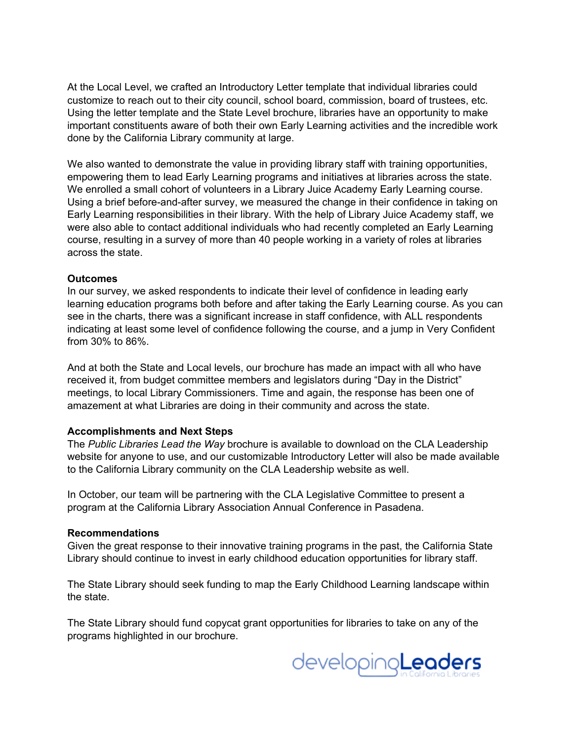At the Local Level, we crafted an Introductory Letter template that individual libraries could customize to reach out to their city council, school board, commission, board of trustees, etc. Using the letter template and the State Level brochure, libraries have an opportunity to make important constituents aware of both their own Early Learning activities and the incredible work done by the California Library community at large.

We also wanted to demonstrate the value in providing library staff with training opportunities, empowering them to lead Early Learning programs and initiatives at libraries across the state. We enrolled a small cohort of volunteers in a Library Juice Academy Early Learning course. Using a brief before-and-after survey, we measured the change in their confidence in taking on Early Learning responsibilities in their library. With the help of Library Juice Academy staff, we were also able to contact additional individuals who had recently completed an Early Learning course, resulting in a survey of more than 40 people working in a variety of roles at libraries across the state.

**Outcomes**

In our survey, we asked respondents to indicate their level of confidence in leading early learning education programs both before and after taking the Early Learning course. As you can see in the charts, there was a significant increase in staff confidence, with ALL respondents indicating at least some level of confidence following the course, and a jump in Very Confident from 30% to 86%.

And at both the State and Local levels, our brochure has made an impact with all who have received it, from budget committee members and legislators during "Day in the District" meetings, to local Library Commissioners. Time and again, the response has been one of amazement at what Libraries are doing in their community and across the state.

**Accomplishments and Next Steps**

The *Public Libraries Lead the Way* brochure is available to download on the CLA Leadership website for anyone to use, and our customizable Introductory Letter will also be made available to the California Library community on the CLA Leadership website as well.

In October, our team will be partnering with the CLA Legislative Committee to present a program at the California Library Association Annual Conference in Pasadena.

**Recommendations**

Given the great response to their innovative training programs in the past, the California State Library should continue to invest in early childhood education opportunities for library staff.

The State Library should seek funding to map the Early Childhood Learning landscape within the state.

The State Library should fund copycat grant opportunities for libraries to take on any of the programs highlighted in our brochure.

developingLeaders in California Libraries